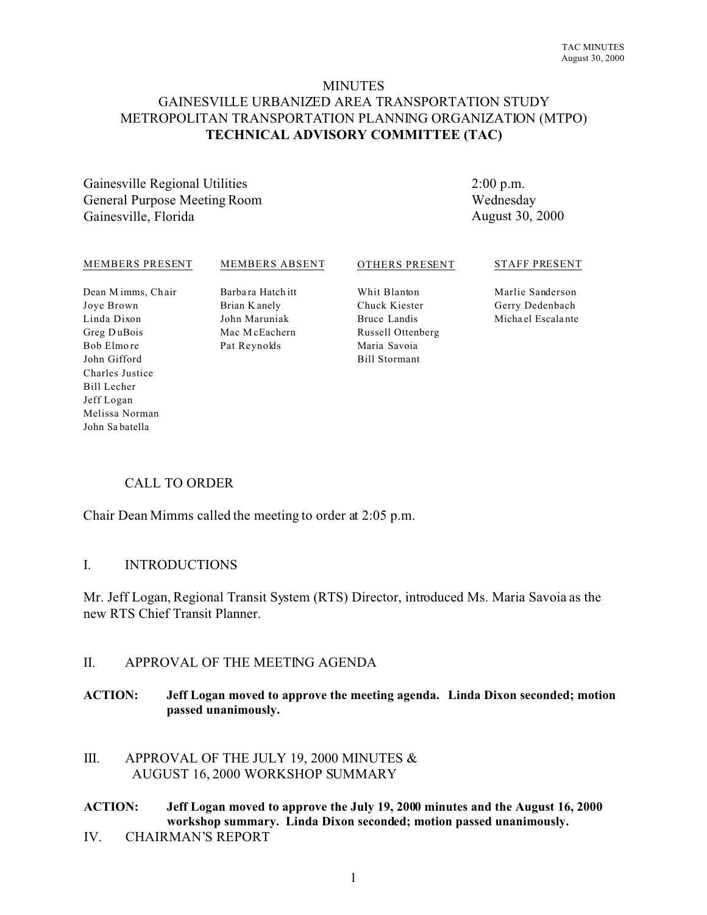# MINUTES
# GAINESVILLE URBANIZED AREA TRANSPORTATION STUDY
# METROPOLITAN TRANSPORTATION PLANNING ORGANIZATION (MTPO)
# **TECHNICAL ADVISORY COMMITTEE (TAC)**

| | |
|---|---|
| Gainesville Regional Utilities | 2:00 p.m. |
| General Purpose Meeting Room | Wednesday |
| Gainesville, Florida | August 30, 2000 |

| MEMBERS PRESENT | MEMBERS ABSENT | OTHERS PRESENT | STAFF PRESENT |
|---|---|---|---|
| Dean Mimms, Chair | Barbara Hatchitt | Whit Blanton | Marlie Sanderson |
| Joye Brown | Brian Kanely | Chuck Kiester | Gerry Dedenbach |
| Linda Dixon | John Maruniak | Bruce Landis | Michael Escalante |
| Greg DuBois | Mac McEachern | Russell Ottenberg | |
| Bob Elmore | Pat Reynolds | Maria Savoia | |
| John Gifford | | Bill Stormant | |
| Charles Justice | | | |
| Bill Lecher | | | |
| Jeff Logan | | | |
| Melissa Norman | | | |
| John Sabatella | | | |

## CALL TO ORDER

Chair Dean Mimms called the meeting to order at 2:05 p.m.

## I. INTRODUCTIONS

Mr. Jeff Logan, Regional Transit System (RTS) Director, introduced Ms. Maria Savoia as the new RTS Chief Transit Planner.

## II. APPROVAL OF THE MEETING AGENDA

**ACTION: Jeff Logan moved to approve the meeting agenda. Linda Dixon seconded; motion passed unanimously.**

## III. APPROVAL OF THE JULY 19, 2000 MINUTES & AUGUST 16, 2000 WORKSHOP SUMMARY

**ACTION: Jeff Logan moved to approve the July 19, 2000 minutes and the August 16, 2000 workshop summary. Linda Dixon seconded; motion passed unanimously.**

## IV. CHAIRMAN'S REPORT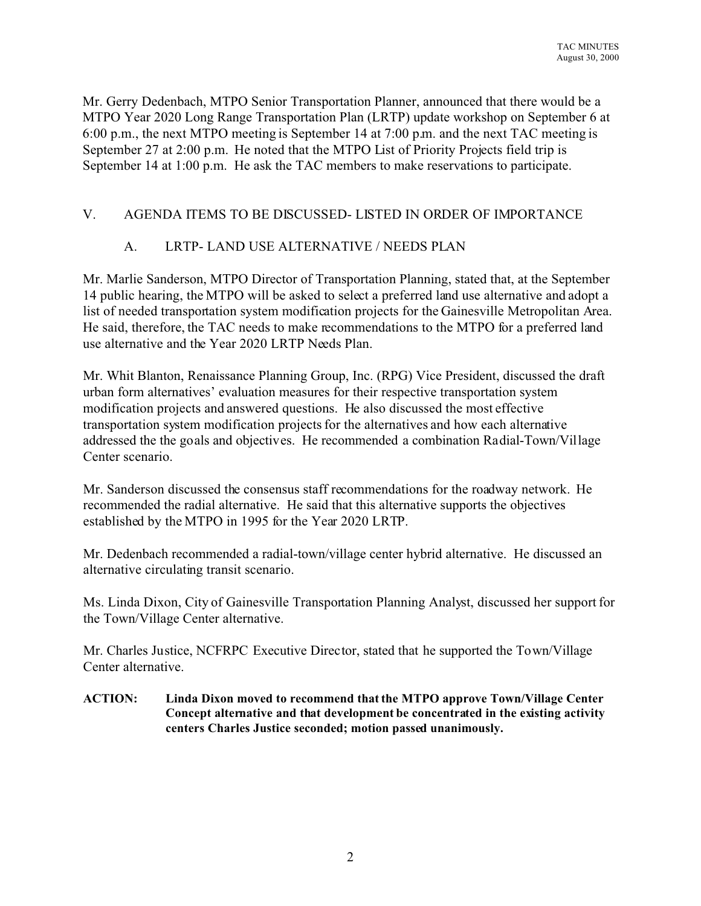Mr. Gerry Dedenbach, MTPO Senior Transportation Planner, announced that there would be a MTPO Year 2020 Long Range Transportation Plan (LRTP) update workshop on September 6 at 6:00 p.m., the next MTPO meeting is September 14 at 7:00 p.m. and the next TAC meeting is September 27 at 2:00 p.m. He noted that the MTPO List of Priority Projects field trip is September 14 at 1:00 p.m. He ask the TAC members to make reservations to participate.

## V. AGENDA ITEMS TO BE DISCUSSED- LISTED IN ORDER OF IMPORTANCE

### A. LRTP- LAND USE ALTERNATIVE / NEEDS PLAN

Mr. Marlie Sanderson, MTPO Director of Transportation Planning, stated that, at the September 14 public hearing, the MTPO will be asked to select a preferred land use alternative and adopt a list of needed transportation system modification projects for the Gainesville Metropolitan Area. He said, therefore, the TAC needs to make recommendations to the MTPO for a preferred land use alternative and the Year 2020 LRTP Needs Plan.

Mr. Whit Blanton, Renaissance Planning Group, Inc. (RPG) Vice President, discussed the draft urban form alternatives' evaluation measures for their respective transportation system modification projects and answered questions. He also discussed the most effective transportation system modification projects for the alternatives and how each alternative addressed the the goals and objectives. He recommended a combination Radial-Town/Village Center scenario.

Mr. Sanderson discussed the consensus staff recommendations for the roadway network. He recommended the radial alternative. He said that this alternative supports the objectives established by the MTPO in 1995 for the Year 2020 LRTP.

Mr. Dedenbach recommended a radial-town/village center hybrid alternative. He discussed an alternative circulating transit scenario.

Ms. Linda Dixon, City of Gainesville Transportation Planning Analyst, discussed her support for the Town/Village Center alternative.

Mr. Charles Justice, NCFRPC Executive Director, stated that he supported the Town/Village Center alternative.

**ACTION: Linda Dixon moved to recommend that the MTPO approve Town/Village Center Concept alternative and that development be concentrated in the existing activity centers Charles Justice seconded; motion passed unanimously.**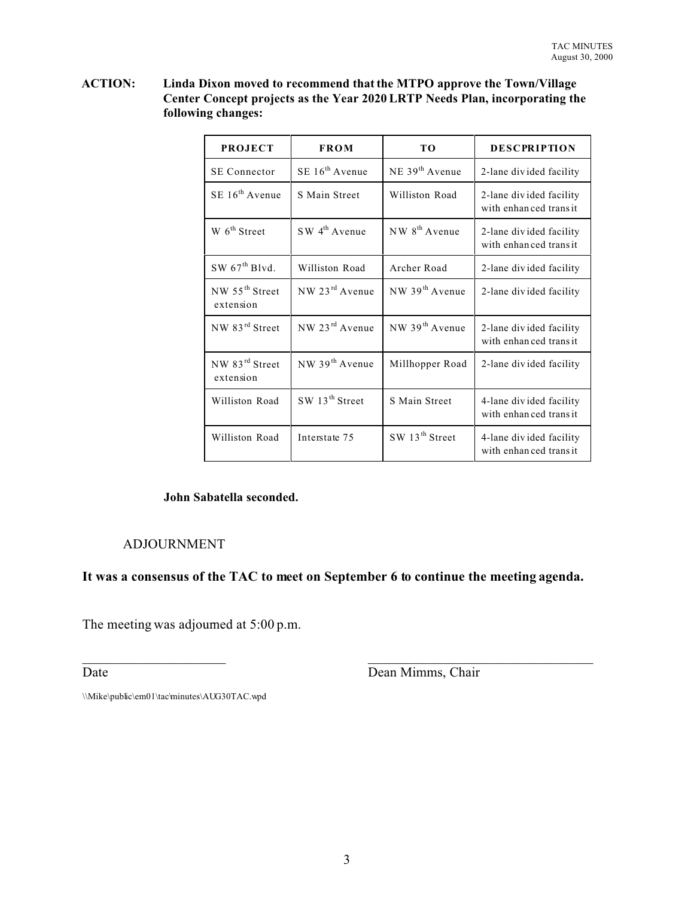**ACTION: Linda Dixon moved to recommend that the MTPO approve the Town/Village Center Concept projects as the Year 2020 LRTP Needs Plan, incorporating the following changes:**

| PROJECT | FROM | TO | DESCPRIPTION |
|---|---|---|---|
| SE Connector | SE 16th Avenue | NE 39th Avenue | 2-lane divided facility |
| SE 16th Avenue | S Main Street | Williston Road | 2-lane divided facility with enhanced transit |
| W 6th Street | SW 4th Avenue | NW 8th Avenue | 2-lane divided facility with enhanced transit |
| SW 67th Blvd. | Williston Road | Archer Road | 2-lane divided facility |
| NW 55th Street extension | NW 23rd Avenue | NW 39th Avenue | 2-lane divided facility |
| NW 83rd Street | NW 23rd Avenue | NW 39th Avenue | 2-lane divided facility with enhanced transit |
| NW 83rd Street extension | NW 39th Avenue | Millhopper Road | 2-lane divided facility |
| Williston Road | SW 13th Street | S Main Street | 4-lane divided facility with enhanced transit |
| Williston Road | Interstate 75 | SW 13th Street | 4-lane divided facility with enhanced transit |

**John Sabatella seconded.**

ADJOURNMENT

**It was a consensus of the TAC to meet on September 6 to continue the meeting agenda.**

The meeting was adjourned at 5:00 p.m.

\_\_\_\_\_\_\_\_\_\_\_\_\_\_\_\_\_\_\_\_\_\_ \_\_\_\_\_\_\_\_\_\_\_\_\_\_\_\_\_\_\_\_\_\_\_\_\_\_\_\_\_\_\_\_\_\_

Date Dean Mimms, Chair

\\Mike\public\em01\tac\minutes\AUG30TAC.wpd